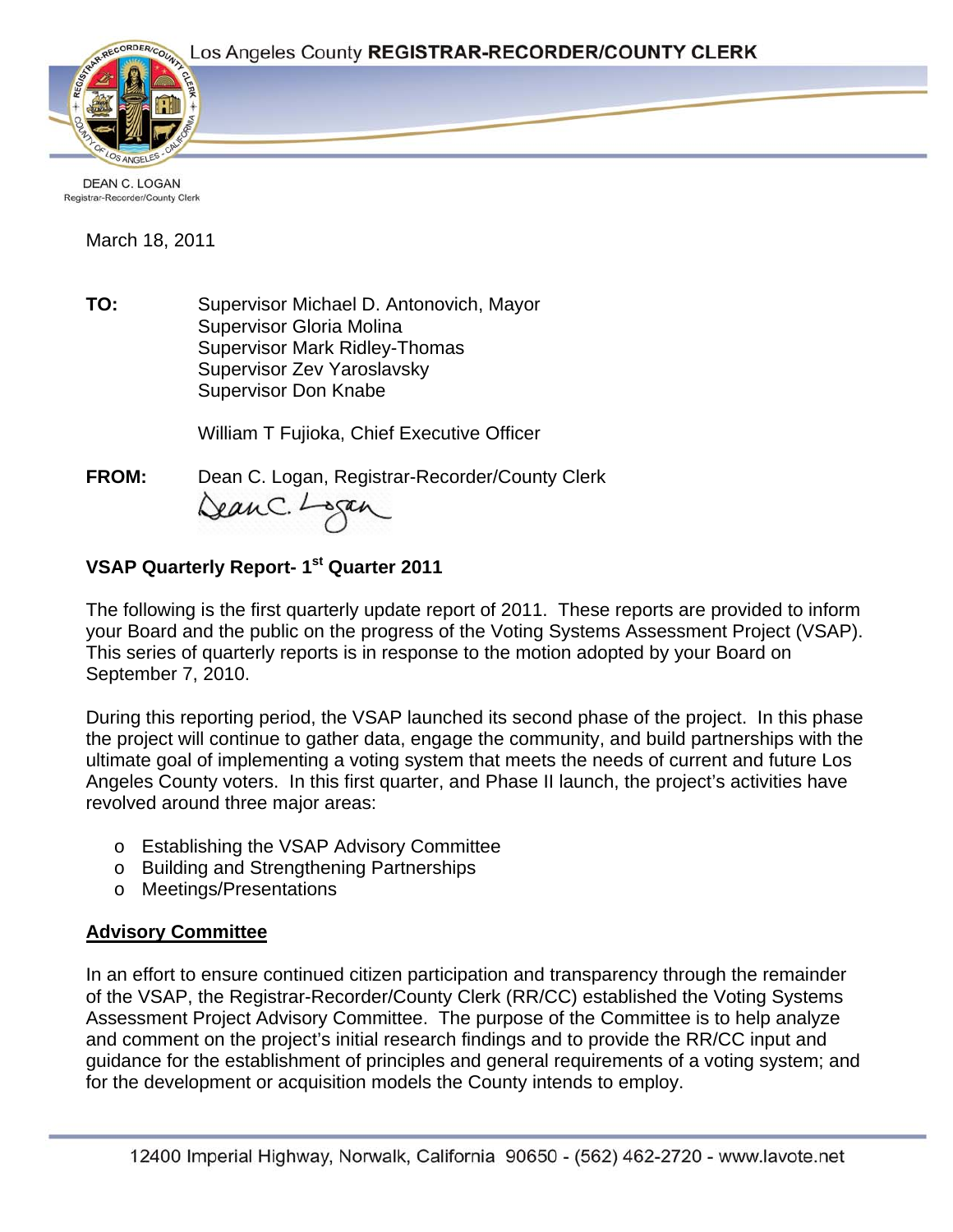Los Angeles County **REGISTRAR-RECORDER/COUNTY CLERK**

DEAN C. LOGAN
Registrar-Recorder/County Clerk

March 18, 2011

**TO:** Supervisor Michael D. Antonovich, Mayor
Supervisor Gloria Molina
Supervisor Mark Ridley-Thomas
Supervisor Zev Yaroslavsky
Supervisor Don Knabe

William T Fujioka, Chief Executive Officer

**FROM:** Dean C. Logan, Registrar-Recorder/County Clerk

**VSAP Quarterly Report- 1st Quarter 2011**

The following is the first quarterly update report of 2011. These reports are provided to inform your Board and the public on the progress of the Voting Systems Assessment Project (VSAP). This series of quarterly reports is in response to the motion adopted by your Board on September 7, 2010.

During this reporting period, the VSAP launched its second phase of the project. In this phase the project will continue to gather data, engage the community, and build partnerships with the ultimate goal of implementing a voting system that meets the needs of current and future Los Angeles County voters. In this first quarter, and Phase II launch, the project's activities have revolved around three major areas:

- Establishing the VSAP Advisory Committee
- Building and Strengthening Partnerships
- Meetings/Presentations

## Advisory Committee

In an effort to ensure continued citizen participation and transparency through the remainder of the VSAP, the Registrar-Recorder/County Clerk (RR/CC) established the Voting Systems Assessment Project Advisory Committee. The purpose of the Committee is to help analyze and comment on the project's initial research findings and to provide the RR/CC input and guidance for the establishment of principles and general requirements of a voting system; and for the development or acquisition models the County intends to employ.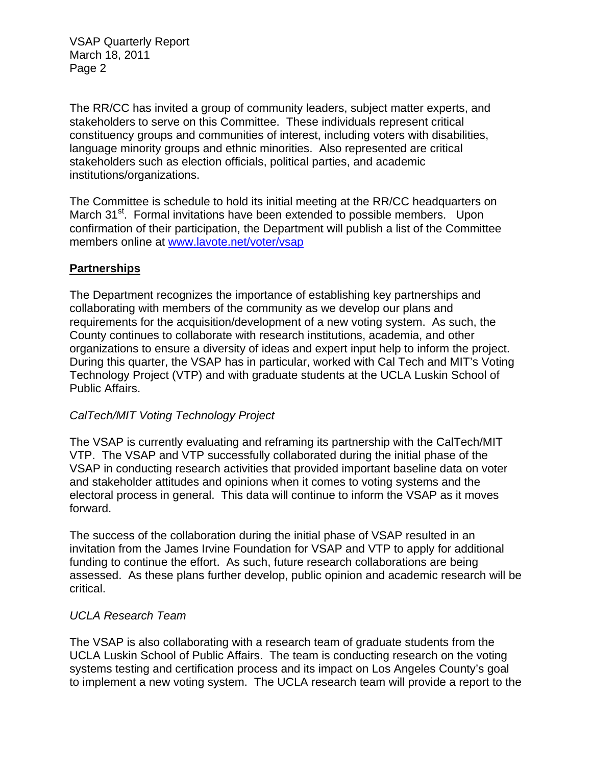The RR/CC has invited a group of community leaders, subject matter experts, and stakeholders to serve on this Committee. These individuals represent critical constituency groups and communities of interest, including voters with disabilities, language minority groups and ethnic minorities. Also represented are critical stakeholders such as election officials, political parties, and academic institutions/organizations.

The Committee is schedule to hold its initial meeting at the RR/CC headquarters on March 31st. Formal invitations have been extended to possible members. Upon confirmation of their participation, the Department will publish a list of the Committee members online at www.lavote.net/voter/vsap

## Partnerships

The Department recognizes the importance of establishing key partnerships and collaborating with members of the community as we develop our plans and requirements for the acquisition/development of a new voting system. As such, the County continues to collaborate with research institutions, academia, and other organizations to ensure a diversity of ideas and expert input help to inform the project. During this quarter, the VSAP has in particular, worked with Cal Tech and MIT's Voting Technology Project (VTP) and with graduate students at the UCLA Luskin School of Public Affairs.

*CalTech/MIT Voting Technology Project*

The VSAP is currently evaluating and reframing its partnership with the CalTech/MIT VTP. The VSAP and VTP successfully collaborated during the initial phase of the VSAP in conducting research activities that provided important baseline data on voter and stakeholder attitudes and opinions when it comes to voting systems and the electoral process in general. This data will continue to inform the VSAP as it moves forward.

The success of the collaboration during the initial phase of VSAP resulted in an invitation from the James Irvine Foundation for VSAP and VTP to apply for additional funding to continue the effort. As such, future research collaborations are being assessed. As these plans further develop, public opinion and academic research will be critical.

*UCLA Research Team*

The VSAP is also collaborating with a research team of graduate students from the UCLA Luskin School of Public Affairs. The team is conducting research on the voting systems testing and certification process and its impact on Los Angeles County's goal to implement a new voting system. The UCLA research team will provide a report to the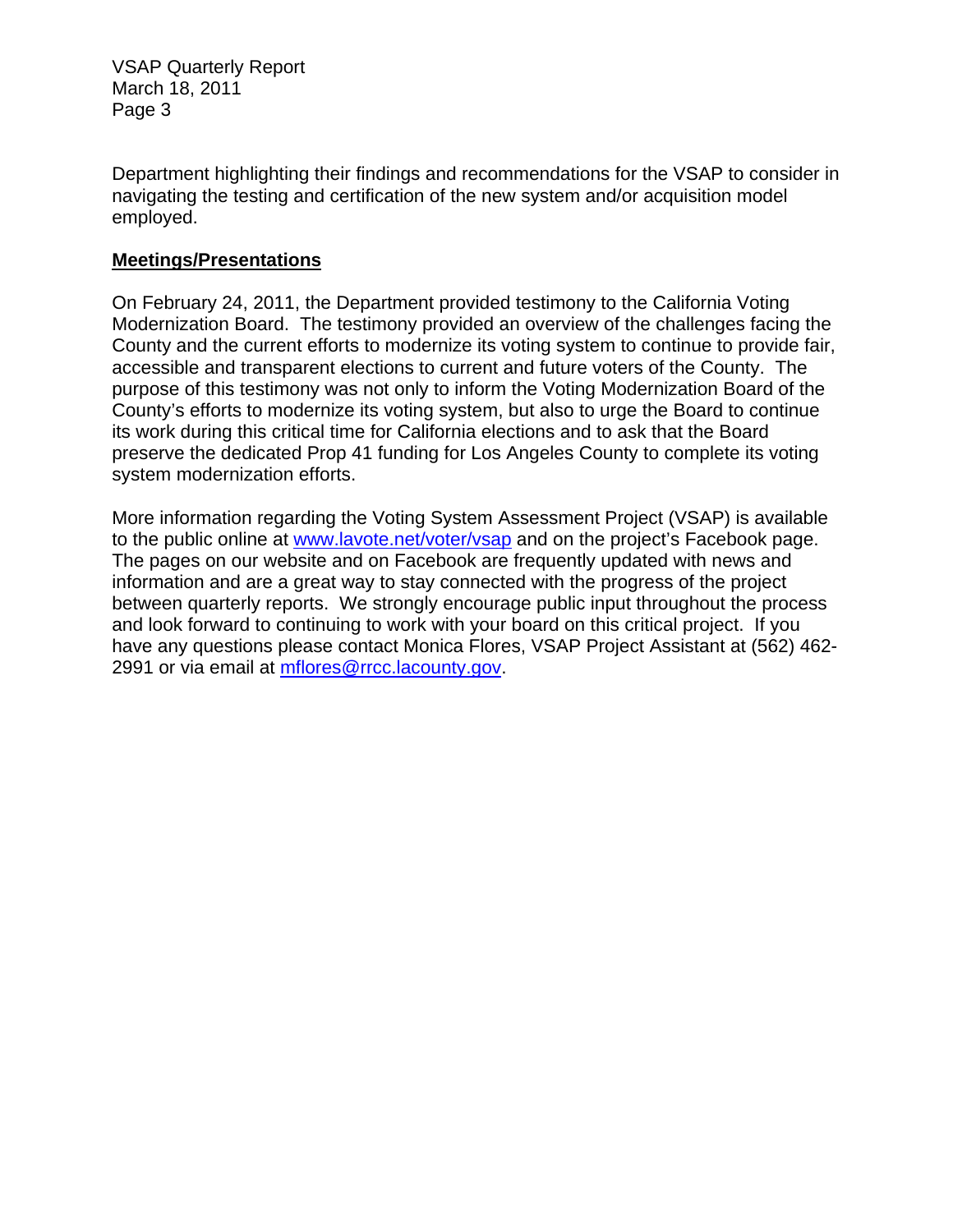Department highlighting their findings and recommendations for the VSAP to consider in navigating the testing and certification of the new system and/or acquisition model employed.

## Meetings/Presentations

On February 24, 2011, the Department provided testimony to the California Voting Modernization Board. The testimony provided an overview of the challenges facing the County and the current efforts to modernize its voting system to continue to provide fair, accessible and transparent elections to current and future voters of the County. The purpose of this testimony was not only to inform the Voting Modernization Board of the County's efforts to modernize its voting system, but also to urge the Board to continue its work during this critical time for California elections and to ask that the Board preserve the dedicated Prop 41 funding for Los Angeles County to complete its voting system modernization efforts.

More information regarding the Voting System Assessment Project (VSAP) is available to the public online at [www.lavote.net/voter/vsap](http://www.lavote.net/voter/vsap) and on the project's Facebook page. The pages on our website and on Facebook are frequently updated with news and information and are a great way to stay connected with the progress of the project between quarterly reports. We strongly encourage public input throughout the process and look forward to continuing to work with your board on this critical project. If you have any questions please contact Monica Flores, VSAP Project Assistant at (562) 462-2991 or via email at [mflores@rrcc.lacounty.gov](mailto:mflores@rrcc.lacounty.gov).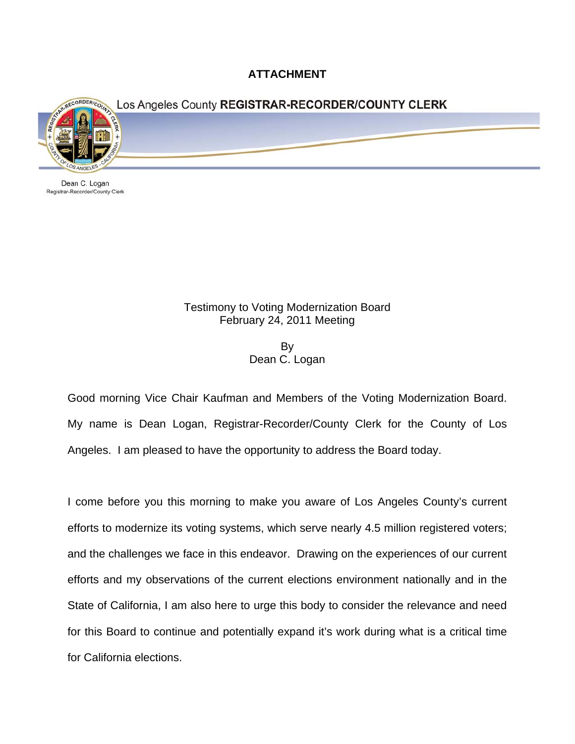**ATTACHMENT**

Los Angeles County **REGISTRAR-RECORDER/COUNTY CLERK**

Dean C. Logan
Registrar-Recorder/County Clerk

Testimony to Voting Modernization Board
February 24, 2011 Meeting

By
Dean C. Logan

Good morning Vice Chair Kaufman and Members of the Voting Modernization Board. My name is Dean Logan, Registrar-Recorder/County Clerk for the County of Los Angeles. I am pleased to have the opportunity to address the Board today.

I come before you this morning to make you aware of Los Angeles County's current efforts to modernize its voting systems, which serve nearly 4.5 million registered voters; and the challenges we face in this endeavor. Drawing on the experiences of our current efforts and my observations of the current elections environment nationally and in the State of California, I am also here to urge this body to consider the relevance and need for this Board to continue and potentially expand it's work during what is a critical time for California elections.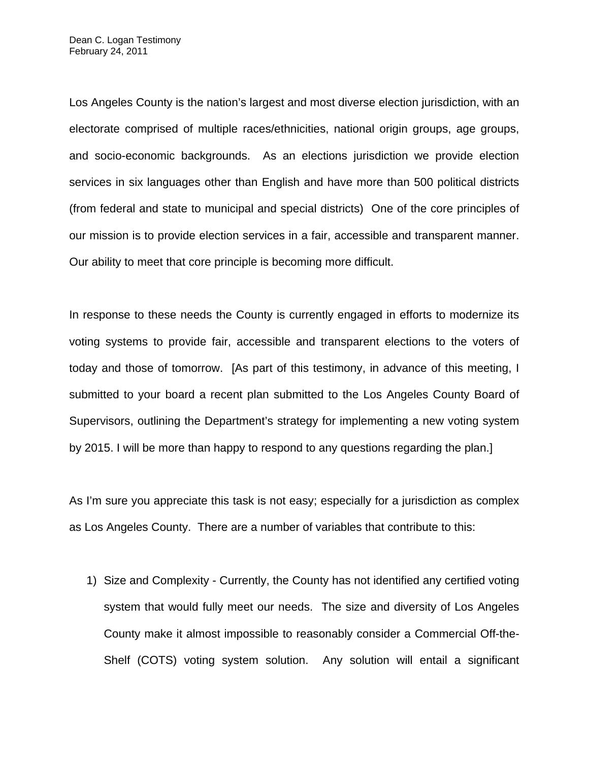Los Angeles County is the nation's largest and most diverse election jurisdiction, with an electorate comprised of multiple races/ethnicities, national origin groups, age groups, and socio-economic backgrounds. As an elections jurisdiction we provide election services in six languages other than English and have more than 500 political districts (from federal and state to municipal and special districts) One of the core principles of our mission is to provide election services in a fair, accessible and transparent manner. Our ability to meet that core principle is becoming more difficult.

In response to these needs the County is currently engaged in efforts to modernize its voting systems to provide fair, accessible and transparent elections to the voters of today and those of tomorrow. [As part of this testimony, in advance of this meeting, I submitted to your board a recent plan submitted to the Los Angeles County Board of Supervisors, outlining the Department's strategy for implementing a new voting system by 2015. I will be more than happy to respond to any questions regarding the plan.]

As I'm sure you appreciate this task is not easy; especially for a jurisdiction as complex as Los Angeles County. There are a number of variables that contribute to this:

1) Size and Complexity - Currently, the County has not identified any certified voting system that would fully meet our needs. The size and diversity of Los Angeles County make it almost impossible to reasonably consider a Commercial Off-the-Shelf (COTS) voting system solution. Any solution will entail a significant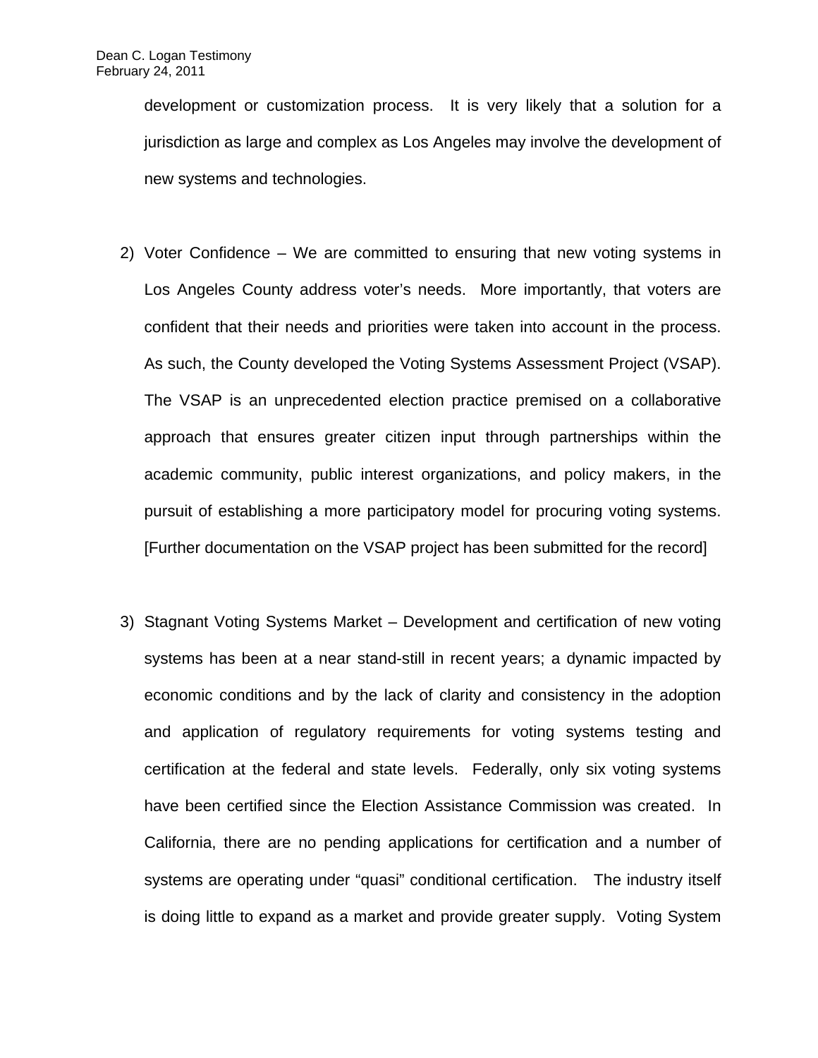development or customization process. It is very likely that a solution for a jurisdiction as large and complex as Los Angeles may involve the development of new systems and technologies.

2) Voter Confidence – We are committed to ensuring that new voting systems in Los Angeles County address voter's needs. More importantly, that voters are confident that their needs and priorities were taken into account in the process. As such, the County developed the Voting Systems Assessment Project (VSAP). The VSAP is an unprecedented election practice premised on a collaborative approach that ensures greater citizen input through partnerships within the academic community, public interest organizations, and policy makers, in the pursuit of establishing a more participatory model for procuring voting systems. [Further documentation on the VSAP project has been submitted for the record]

3) Stagnant Voting Systems Market – Development and certification of new voting systems has been at a near stand-still in recent years; a dynamic impacted by economic conditions and by the lack of clarity and consistency in the adoption and application of regulatory requirements for voting systems testing and certification at the federal and state levels. Federally, only six voting systems have been certified since the Election Assistance Commission was created. In California, there are no pending applications for certification and a number of systems are operating under "quasi" conditional certification. The industry itself is doing little to expand as a market and provide greater supply. Voting System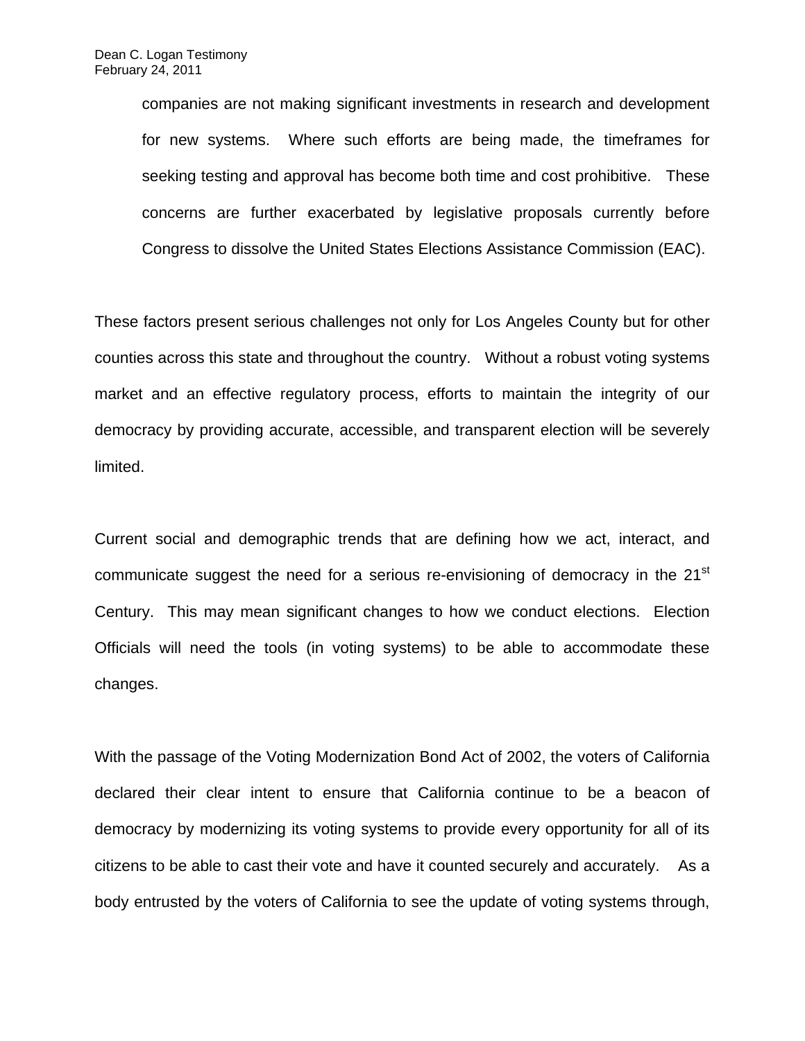companies are not making significant investments in research and development for new systems. Where such efforts are being made, the timeframes for seeking testing and approval has become both time and cost prohibitive. These concerns are further exacerbated by legislative proposals currently before Congress to dissolve the United States Elections Assistance Commission (EAC).

These factors present serious challenges not only for Los Angeles County but for other counties across this state and throughout the country. Without a robust voting systems market and an effective regulatory process, efforts to maintain the integrity of our democracy by providing accurate, accessible, and transparent election will be severely limited.

Current social and demographic trends that are defining how we act, interact, and communicate suggest the need for a serious re-envisioning of democracy in the 21st Century. This may mean significant changes to how we conduct elections. Election Officials will need the tools (in voting systems) to be able to accommodate these changes.

With the passage of the Voting Modernization Bond Act of 2002, the voters of California declared their clear intent to ensure that California continue to be a beacon of democracy by modernizing its voting systems to provide every opportunity for all of its citizens to be able to cast their vote and have it counted securely and accurately. As a body entrusted by the voters of California to see the update of voting systems through,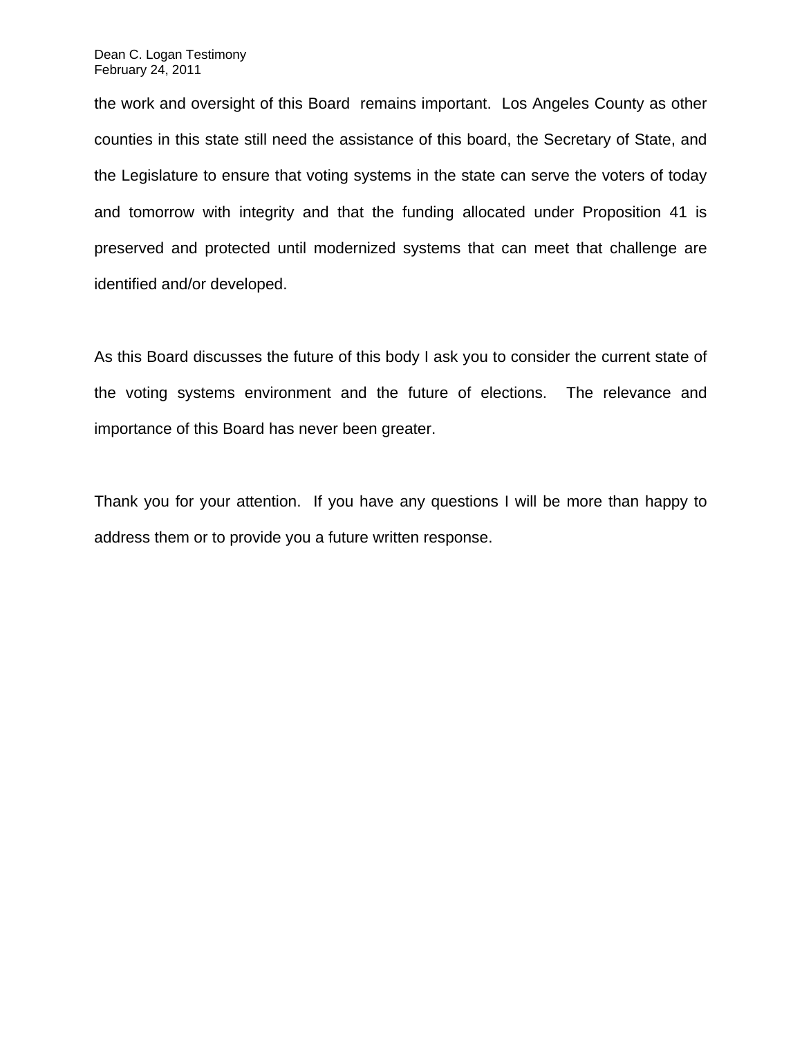the work and oversight of this Board remains important. Los Angeles County as other counties in this state still need the assistance of this board, the Secretary of State, and the Legislature to ensure that voting systems in the state can serve the voters of today and tomorrow with integrity and that the funding allocated under Proposition 41 is preserved and protected until modernized systems that can meet that challenge are identified and/or developed.

As this Board discusses the future of this body I ask you to consider the current state of the voting systems environment and the future of elections. The relevance and importance of this Board has never been greater.

Thank you for your attention. If you have any questions I will be more than happy to address them or to provide you a future written response.